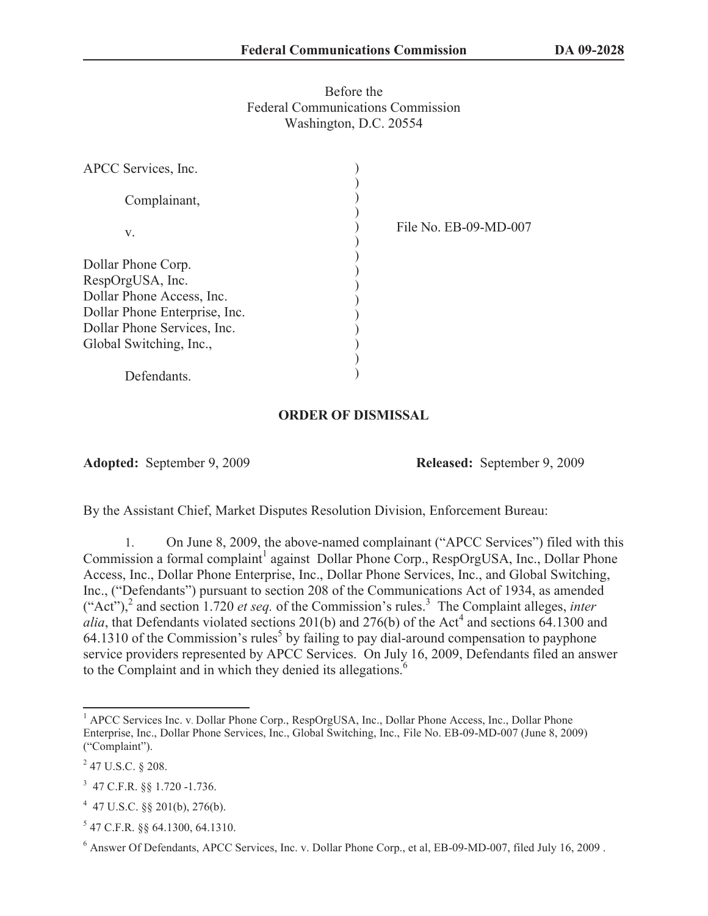Before the
Federal Communications Commission
Washington, D.C. 20554

| | | |
|---|---|---|
| APCC Services, Inc.<br><br>Complainant,<br><br>v.<br><br>Dollar Phone Corp.<br>RespOrgUSA, Inc.<br>Dollar Phone Access, Inc.<br>Dollar Phone Enterprise, Inc.<br>Dollar Phone Services, Inc.<br>Global Switching, Inc.,<br><br>Defendants. | ) | File No. EB-09-MD-007 |

## ORDER OF DISMISSAL

**Adopted:** September 9, 2009 **Released:** September 9, 2009

By the Assistant Chief, Market Disputes Resolution Division, Enforcement Bureau:

1. On June 8, 2009, the above-named complainant ("APCC Services") filed with this Commission a formal complaint[1] against Dollar Phone Corp., RespOrgUSA, Inc., Dollar Phone Access, Inc., Dollar Phone Enterprise, Inc., Dollar Phone Services, Inc., and Global Switching, Inc., ("Defendants") pursuant to section 208 of the Communications Act of 1934, as amended ("Act"),[2] and section 1.720 *et seq.* of the Commission's rules.[3] The Complaint alleges, *inter alia*, that Defendants violated sections 201(b) and 276(b) of the Act[4] and sections 64.1300 and 64.1310 of the Commission's rules[5] by failing to pay dial-around compensation to payphone service providers represented by APCC Services. On July 16, 2009, Defendants filed an answer to the Complaint and in which they denied its allegations.[6]

---

[1] APCC Services Inc. v. Dollar Phone Corp., RespOrgUSA, Inc., Dollar Phone Access, Inc., Dollar Phone Enterprise, Inc., Dollar Phone Services, Inc., Global Switching, Inc., File No. EB-09-MD-007 (June 8, 2009) ("Complaint").

[2] 47 U.S.C. § 208.

[3] 47 C.F.R. §§ 1.720 -1.736.

[4] 47 U.S.C. §§ 201(b), 276(b).

[5] 47 C.F.R. §§ 64.1300, 64.1310.

[6] Answer Of Defendants, APCC Services, Inc. v. Dollar Phone Corp., et al, EB-09-MD-007, filed July 16, 2009 .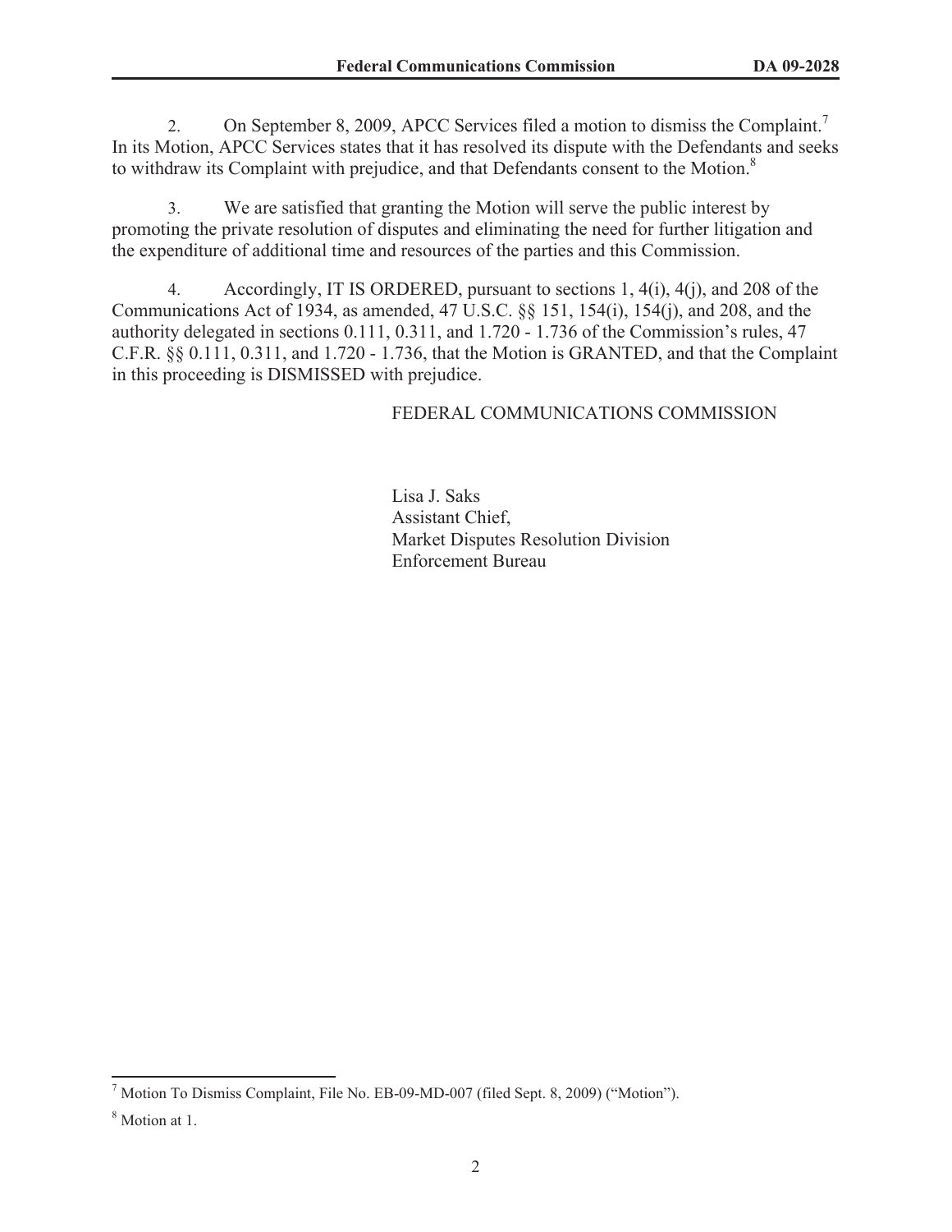2. On September 8, 2009, APCC Services filed a motion to dismiss the Complaint.[7] In its Motion, APCC Services states that it has resolved its dispute with the Defendants and seeks to withdraw its Complaint with prejudice, and that Defendants consent to the Motion.[8]

3. We are satisfied that granting the Motion will serve the public interest by promoting the private resolution of disputes and eliminating the need for further litigation and the expenditure of additional time and resources of the parties and this Commission.

4. Accordingly, IT IS ORDERED, pursuant to sections 1, 4(i), 4(j), and 208 of the Communications Act of 1934, as amended, 47 U.S.C. §§ 151, 154(i), 154(j), and 208, and the authority delegated in sections 0.111, 0.311, and 1.720 - 1.736 of the Commission's rules, 47 C.F.R. §§ 0.111, 0.311, and 1.720 - 1.736, that the Motion is GRANTED, and that the Complaint in this proceeding is DISMISSED with prejudice.

FEDERAL COMMUNICATIONS COMMISSION

Lisa J. Saks
Assistant Chief,
Market Disputes Resolution Division
Enforcement Bureau

---

[7] Motion To Dismiss Complaint, File No. EB-09-MD-007 (filed Sept. 8, 2009) ("Motion").

[8] Motion at 1.